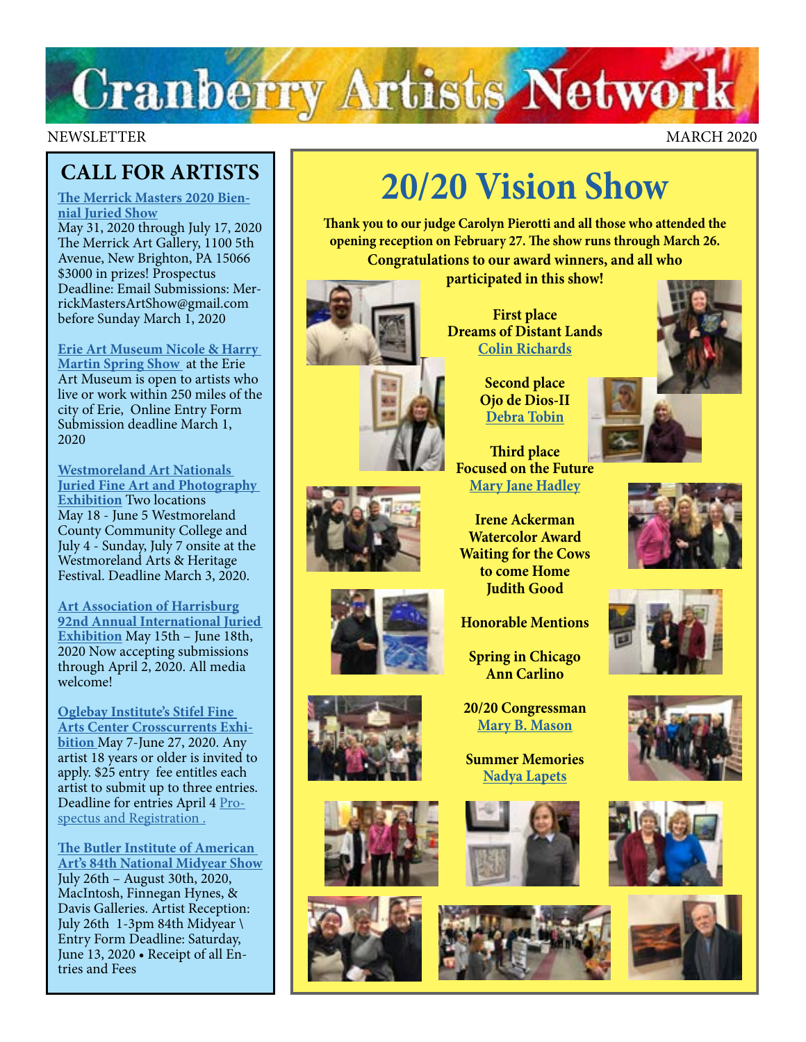# Cranberry Artists Network

NEWSLETTER MARCH 2020

## CALL FOR ARTISTS

**The Merrick Masters 2020 Biennial Juried Show**
May 31, 2020 through July 17, 2020
The Merrick Art Gallery, 1100 5th Avenue, New Brighton, PA 15066
$3000 in prizes! Prospectus Deadline: Email Submissions: MerrickMastersArtShow@gmail.com before Sunday March 1, 2020

**Erie Art Museum Nicole & Harry Martin Spring Show** at the Erie Art Museum is open to artists who live or work within 250 miles of the city of Erie, Online Entry Form Submission deadline March 1, 2020

**Westmoreland Art Nationals Juried Fine Art and Photography Exhibition** Two locations
May 18 - June 5 Westmoreland County Community College and July 4 - Sunday, July 7 onsite at the Westmoreland Arts & Heritage Festival. Deadline March 3, 2020.

**Art Association of Harrisburg 92nd Annual International Juried Exhibition** May 15th – June 18th, 2020 Now accepting submissions through April 2, 2020. All media welcome!

**Oglebay Institute's Stifel Fine Arts Center Crosscurrents Exhibition** May 7-June 27, 2020. Any artist 18 years or older is invited to apply. $25 entry fee entitles each artist to submit up to three entries. Deadline for entries April 4 Prospectus and Registration .

**The Butler Institute of American Art's 84th National Midyear Show**
July 26th – August 30th, 2020, MacIntosh, Finnegan Hynes, & Davis Galleries. Artist Reception: July 26th 1-3pm 84th Midyear \ Entry Form Deadline: Saturday, June 13, 2020 • Receipt of all Entries and Fees

## 20/20 Vision Show

**Thank you to our judge Carolyn Pierotti and all those who attended the opening reception on February 27. The show runs through March 26. Congratulations to our award winners, and all who participated in this show!**

**First place**
**Dreams of Distant Lands**
**Colin Richards**

**Second place**
**Ojo de Dios-II**
**Debra Tobin**

**Third place**
**Focused on the Future**
**Mary Jane Hadley**

**Irene Ackerman Watercolor Award**
**Waiting for the Cows to come Home**
**Judith Good**

**Honorable Mentions**

**Spring in Chicago**
**Ann Carlino**

**20/20 Congressman**
**Mary B. Mason**

**Summer Memories**
**Nadya Lapets**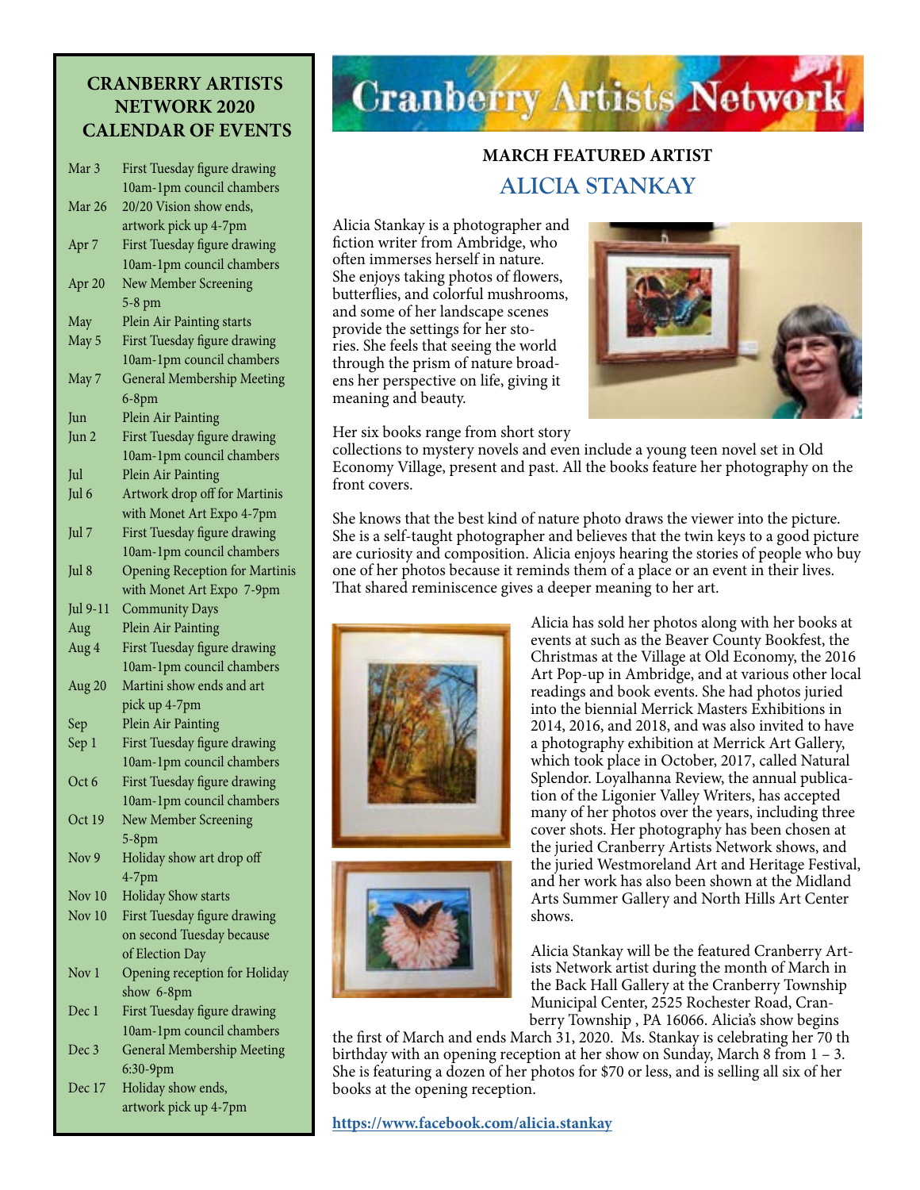## CRANBERRY ARTISTS NETWORK 2020 CALENDAR OF EVENTS

| Date | Event |
|---|---|
| Mar 3 | First Tuesday figure drawing 10am-1pm council chambers |
| Mar 26 | 20/20 Vision show ends, artwork pick up 4-7pm |
| Apr 7 | First Tuesday figure drawing 10am-1pm council chambers |
| Apr 20 | New Member Screening 5-8 pm |
| May | Plein Air Painting starts |
| May 5 | First Tuesday figure drawing 10am-1pm council chambers |
| May 7 | General Membership Meeting 6-8pm |
| Jun | Plein Air Painting |
| Jun 2 | First Tuesday figure drawing 10am-1pm council chambers |
| Jul | Plein Air Painting |
| Jul 6 | Artwork drop off for Martinis with Monet Art Expo 4-7pm |
| Jul 7 | First Tuesday figure drawing 10am-1pm council chambers |
| Jul 8 | Opening Reception for Martinis with Monet Art Expo 7-9pm |
| Jul 9-11 | Community Days |
| Aug | Plein Air Painting |
| Aug 4 | First Tuesday figure drawing 10am-1pm council chambers |
| Aug 20 | Martini show ends and art pick up 4-7pm |
| Sep | Plein Air Painting |
| Sep 1 | First Tuesday figure drawing 10am-1pm council chambers |
| Oct 6 | First Tuesday figure drawing 10am-1pm council chambers |
| Oct 19 | New Member Screening 5-8pm |
| Nov 9 | Holiday show art drop off 4-7pm |
| Nov 10 | Holiday Show starts |
| Nov 10 | First Tuesday figure drawing on second Tuesday because of Election Day |
| Nov 1 | Opening reception for Holiday show 6-8pm |
| Dec 1 | First Tuesday figure drawing 10am-1pm council chambers |
| Dec 3 | General Membership Meeting 6:30-9pm |
| Dec 17 | Holiday show ends, artwork pick up 4-7pm |

# Cranberry Artists Network

## MARCH FEATURED ARTIST
## ALICIA STANKAY

Alicia Stankay is a photographer and fiction writer from Ambridge, who often immerses herself in nature. She enjoys taking photos of flowers, butterflies, and colorful mushrooms, and some of her landscape scenes provide the settings for her stories. She feels that seeing the world through the prism of nature broadens her perspective on life, giving it meaning and beauty.

Her six books range from short story collections to mystery novels and even include a young teen novel set in Old Economy Village, present and past. All the books feature her photography on the front covers.

She knows that the best kind of nature photo draws the viewer into the picture. She is a self-taught photographer and believes that the twin keys to a good picture are curiosity and composition. Alicia enjoys hearing the stories of people who buy one of her photos because it reminds them of a place or an event in their lives. That shared reminiscence gives a deeper meaning to her art.

Alicia has sold her photos along with her books at events at such as the Beaver County Bookfest, the Christmas at the Village at Old Economy, the 2016 Art Pop-up in Ambridge, and at various other local readings and book events. She had photos juried into the biennial Merrick Masters Exhibitions in 2014, 2016, and 2018, and was also invited to have a photography exhibition at Merrick Art Gallery, which took place in October, 2017, called Natural Splendor. Loyalhanna Review, the annual publication of the Ligonier Valley Writers, has accepted many of her photos over the years, including three cover shots. Her photography has been chosen at the juried Cranberry Artists Network shows, and the juried Westmoreland Art and Heritage Festival, and her work has also been shown at the Midland Arts Summer Gallery and North Hills Art Center shows.

Alicia Stankay will be the featured Cranberry Artists Network artist during the month of March in the Back Hall Gallery at the Cranberry Township Municipal Center, 2525 Rochester Road, Cranberry Township , PA 16066. Alicia's show begins the first of March and ends March 31, 2020. Ms. Stankay is celebrating her 70 th birthday with an opening reception at her show on Sunday, March 8 from 1 – 3. She is featuring a dozen of her photos for $70 or less, and is selling all six of her books at the opening reception.

**https://www.facebook.com/alicia.stankay**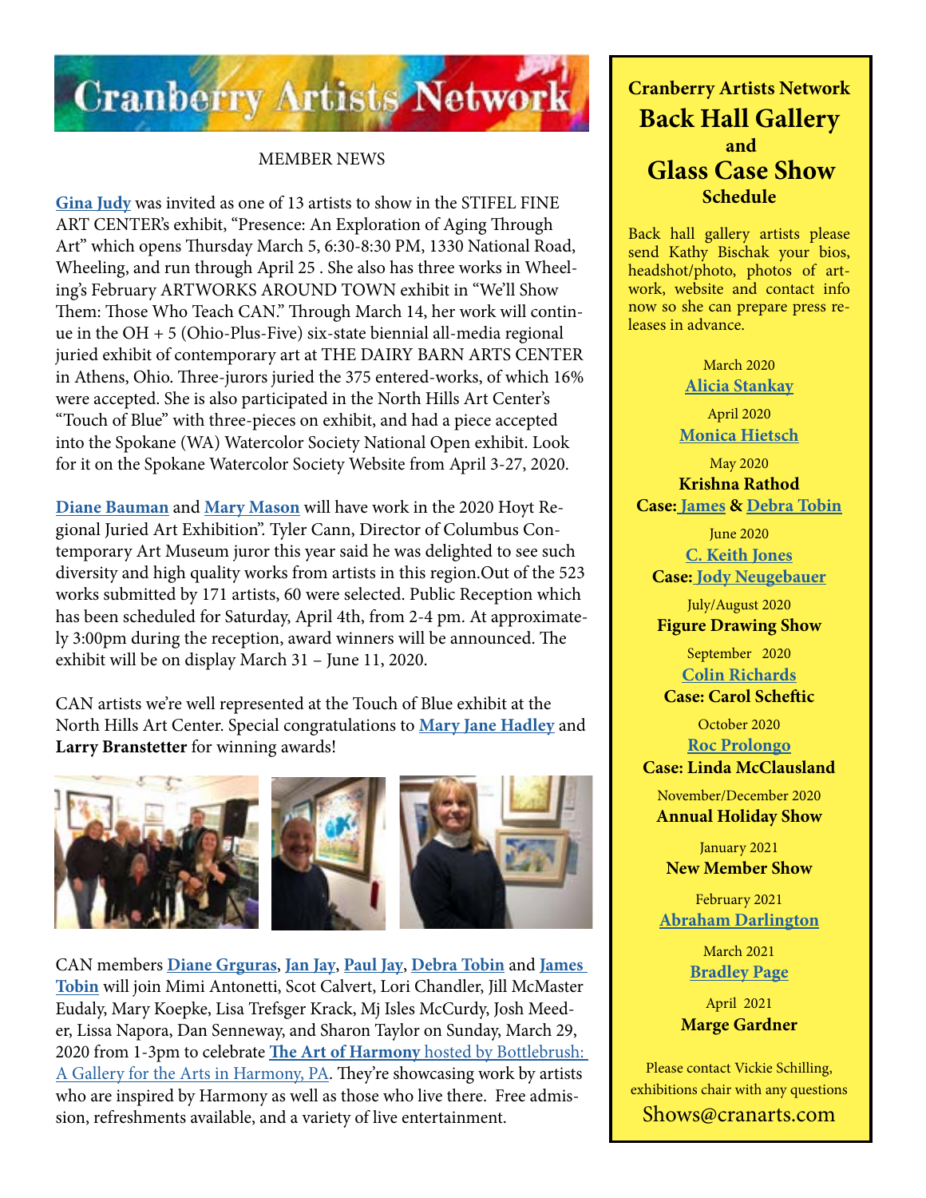# Cranberry Artists Network

MEMBER NEWS

**Gina Judy** was invited as one of 13 artists to show in the STIFEL FINE ART CENTER's exhibit, "Presence: An Exploration of Aging Through Art" which opens Thursday March 5, 6:30-8:30 PM, 1330 National Road, Wheeling, and run through April 25 . She also has three works in Wheeling's February ARTWORKS AROUND TOWN exhibit in "We'll Show Them: Those Who Teach CAN." Through March 14, her work will continue in the OH + 5 (Ohio-Plus-Five) six-state biennial all-media regional juried exhibit of contemporary art at THE DAIRY BARN ARTS CENTER in Athens, Ohio. Three-jurors juried the 375 entered-works, of which 16% were accepted. She is also participated in the North Hills Art Center's "Touch of Blue" with three-pieces on exhibit, and had a piece accepted into the Spokane (WA) Watercolor Society National Open exhibit. Look for it on the Spokane Watercolor Society Website from April 3-27, 2020.

**Diane Bauman** and **Mary Mason** will have work in the 2020 Hoyt Regional Juried Art Exhibition". Tyler Cann, Director of Columbus Contemporary Art Museum juror this year said he was delighted to see such diversity and high quality works from artists in this region.Out of the 523 works submitted by 171 artists, 60 were selected. Public Reception which has been scheduled for Saturday, April 4th, from 2-4 pm. At approximately 3:00pm during the reception, award winners will be announced. The exhibit will be on display March 31 – June 11, 2020.

CAN artists we're well represented at the Touch of Blue exhibit at the North Hills Art Center. Special congratulations to **Mary Jane Hadley** and **Larry Branstetter** for winning awards!

CAN members **Diane Grguras**, **Jan Jay**, **Paul Jay**, **Debra Tobin** and **James Tobin** will join Mimi Antonetti, Scot Calvert, Lori Chandler, Jill McMaster Eudaly, Mary Koepke, Lisa Trefsger Krack, Mj Isles McCurdy, Josh Meeder, Lissa Napora, Dan Senneway, and Sharon Taylor on Sunday, March 29, 2020 from 1-3pm to celebrate **The Art of Harmony** hosted by Bottlebrush: A Gallery for the Arts in Harmony, PA. They're showcasing work by artists who are inspired by Harmony as well as those who live there. Free admission, refreshments available, and a variety of live entertainment.

## Cranberry Artists Network Back Hall Gallery and Glass Case Show Schedule

Back hall gallery artists please send Kathy Bischak your bios, headshot/photo, photos of artwork, website and contact info now so she can prepare press releases in advance.

March 2020
**Alicia Stankay**

April 2020
**Monica Hietsch**

May 2020
**Krishna Rathod**
**Case: James & Debra Tobin**

June 2020
**C. Keith Jones**
**Case: Jody Neugebauer**

July/August 2020
**Figure Drawing Show**

September 2020
**Colin Richards**
**Case: Carol Scheftic**

October 2020
**Roc Prolongo**
**Case: Linda McClausland**

November/December 2020
**Annual Holiday Show**

January 2021
**New Member Show**

February 2021
**Abraham Darlington**

March 2021
**Bradley Page**

April 2021
**Marge Gardner**

Please contact Vickie Schilling, exhibitions chair with any questions
Shows@cranarts.com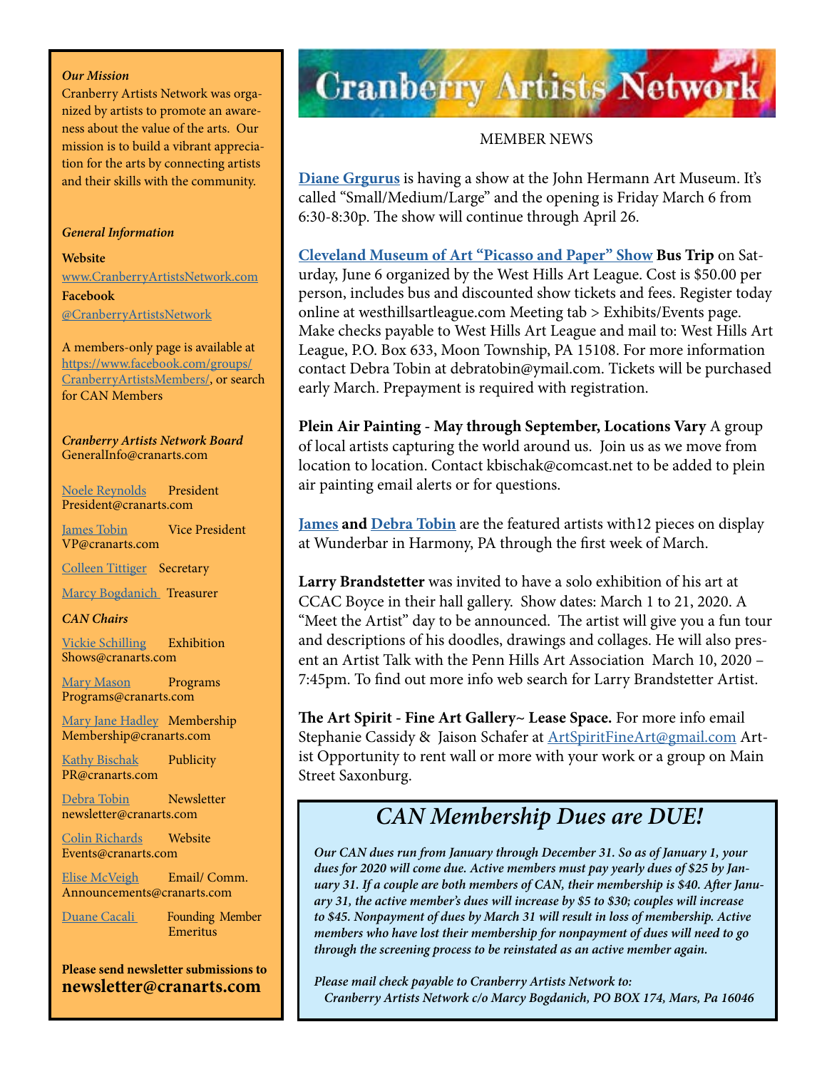# Cranberry Artists Network

MEMBER NEWS

**Diane Grgurus** is having a show at the John Hermann Art Museum. It's called "Small/Medium/Large" and the opening is Friday March 6 from 6:30-8:30p. The show will continue through April 26.

**Cleveland Museum of Art "Picasso and Paper" Show Bus Trip** on Saturday, June 6 organized by the West Hills Art League. Cost is $50.00 per person, includes bus and discounted show tickets and fees. Register today online at westhillsartleague.com Meeting tab > Exhibits/Events page. Make checks payable to West Hills Art League and mail to: West Hills Art League, P.O. Box 633, Moon Township, PA 15108. For more information contact Debra Tobin at debratobin@ymail.com. Tickets will be purchased early March. Prepayment is required with registration.

**Plein Air Painting - May through September, Locations Vary** A group of local artists capturing the world around us. Join us as we move from location to location. Contact kbischak@comcast.net to be added to plein air painting email alerts or for questions.

**James and Debra Tobin** are the featured artists with12 pieces on display at Wunderbar in Harmony, PA through the first week of March.

**Larry Brandstetter** was invited to have a solo exhibition of his art at CCAC Boyce in their hall gallery. Show dates: March 1 to 21, 2020. A "Meet the Artist" day to be announced. The artist will give you a fun tour and descriptions of his doodles, drawings and collages. He will also present an Artist Talk with the Penn Hills Art Association March 10, 2020 – 7:45pm. To find out more info web search for Larry Brandstetter Artist.

**The Art Spirit - Fine Art Gallery~ Lease Space.** For more info email Stephanie Cassidy & Jaison Schafer at ArtSpiritFineArt@gmail.com Artist Opportunity to rent wall or more with your work or a group on Main Street Saxonburg.

## *CAN Membership Dues are DUE!*

***Our CAN dues run from January through December 31. So as of January 1, your dues for 2020 will come due. Active members must pay yearly dues of $25 by January 31. If a couple are both members of CAN, their membership is $40. After January 31, the active member's dues will increase by $5 to $30; couples will increase to $45. Nonpayment of dues by March 31 will result in loss of membership. Active members who have lost their membership for nonpayment of dues will need to go through the screening process to be reinstated as an active member again.***

***Please mail check payable to Cranberry Artists Network to:***
***Cranberry Artists Network c/o Marcy Bogdanich, PO BOX 174, Mars, Pa 16046***

---

***Our Mission***

Cranberry Artists Network was organized by artists to promote an awareness about the value of the arts. Our mission is to build a vibrant appreciation for the arts by connecting artists and their skills with the community.

***General Information***

**Website**
www.CranberryArtistsNetwork.com
**Facebook**
@CranberryArtistsNetwork

A members-only page is available at https://www.facebook.com/groups/CranberryArtistsMembers/, or search for CAN Members

***Cranberry Artists Network Board***
GeneralInfo@cranarts.com

Noele Reynolds — President
President@cranarts.com

James Tobin — Vice President
VP@cranarts.com

Colleen Tittiger — Secretary

Marcy Bogdanich — Treasurer

***CAN Chairs***

Vickie Schilling — Exhibition
Shows@cranarts.com

Mary Mason — Programs
Programs@cranarts.com

Mary Jane Hadley — Membership
Membership@cranarts.com

Kathy Bischak — Publicity
PR@cranarts.com

Debra Tobin — Newsletter
newsletter@cranarts.com

Colin Richards — Website
Events@cranarts.com

Elise McVeigh — Email/ Comm.
Announcements@cranarts.com

Duane Cacali — Founding Member Emeritus

**Please send newsletter submissions to**
**newsletter@cranarts.com**